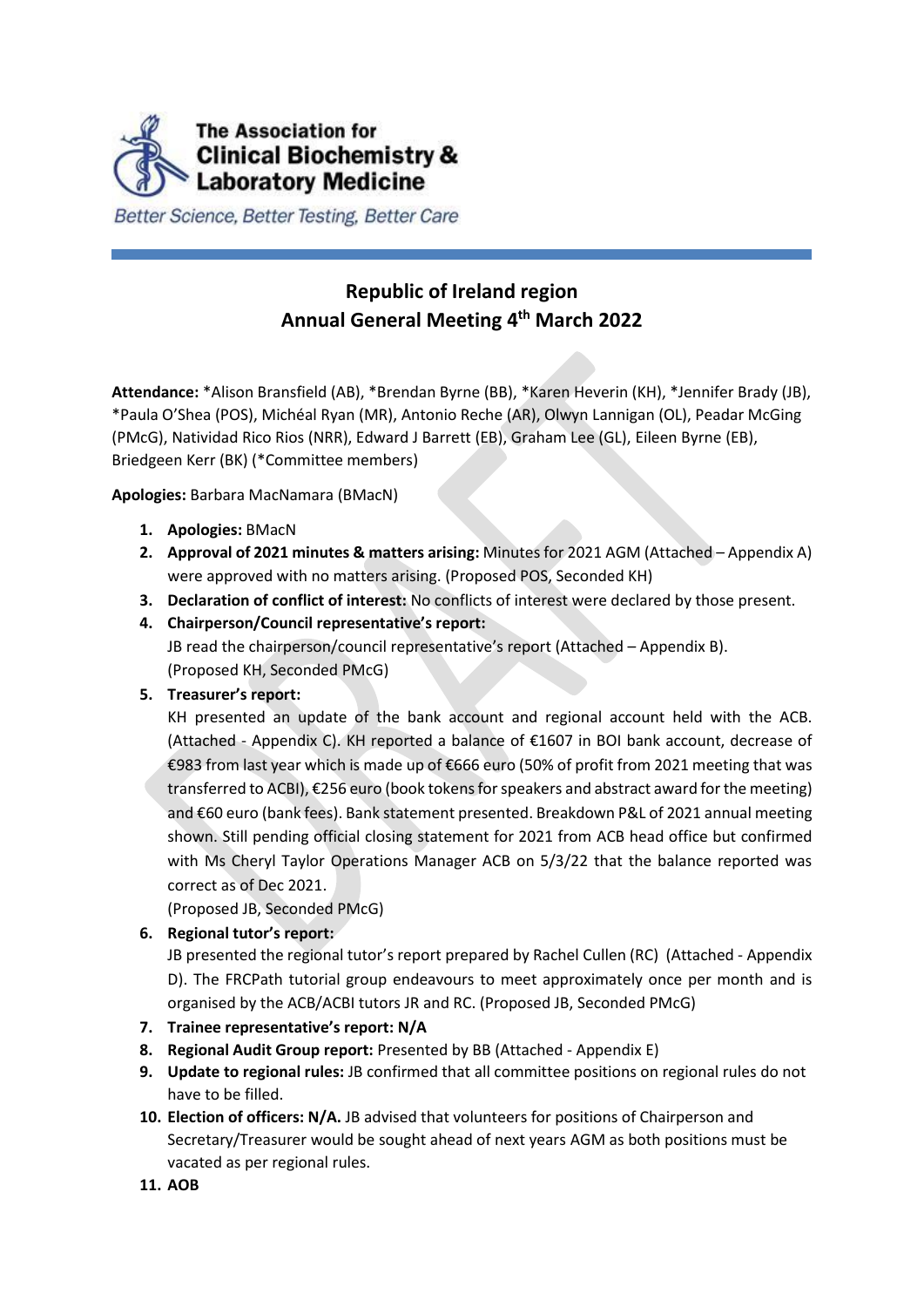The Association for Clinical Biochemistry & Laboratory Medicine

*Better Science, Better Testing, Better Care*

# Republic of Ireland region
## Annual General Meeting 4th March 2022

**Attendance:** *Alison Bransfield (AB), *Brendan Byrne (BB), *Karen Heverin (KH), *Jennifer Brady (JB), *Paula O'Shea (POS), Michéal Ryan (MR), Antonio Reche (AR), Olwyn Lannigan (OL), Peadar McGing (PMcG), Natividad Rico Rios (NRR), Edward J Barrett (EB), Graham Lee (GL), Eileen Byrne (EB), Briedgeen Kerr (BK) (*Committee members)

**Apologies:** Barbara MacNamara (BMacN)

1. **Apologies:** BMacN
2. **Approval of 2021 minutes & matters arising:** Minutes for 2021 AGM (Attached – Appendix A) were approved with no matters arising. (Proposed POS, Seconded KH)
3. **Declaration of conflict of interest:** No conflicts of interest were declared by those present.
4. **Chairperson/Council representative's report:**
   JB read the chairperson/council representative's report (Attached – Appendix B). (Proposed KH, Seconded PMcG)
5. **Treasurer's report:**
   KH presented an update of the bank account and regional account held with the ACB. (Attached - Appendix C). KH reported a balance of €1607 in BOI bank account, decrease of €983 from last year which is made up of €666 euro (50% of profit from 2021 meeting that was transferred to ACBI), €256 euro (book tokens for speakers and abstract award for the meeting) and €60 euro (bank fees). Bank statement presented. Breakdown P&L of 2021 annual meeting shown. Still pending official closing statement for 2021 from ACB head office but confirmed with Ms Cheryl Taylor Operations Manager ACB on 5/3/22 that the balance reported was correct as of Dec 2021.
   (Proposed JB, Seconded PMcG)
6. **Regional tutor's report:**
   JB presented the regional tutor's report prepared by Rachel Cullen (RC) (Attached - Appendix D). The FRCPath tutorial group endeavours to meet approximately once per month and is organised by the ACB/ACBI tutors JR and RC. (Proposed JB, Seconded PMcG)
7. **Trainee representative's report: N/A**
8. **Regional Audit Group report:** Presented by BB (Attached - Appendix E)
9. **Update to regional rules:** JB confirmed that all committee positions on regional rules do not have to be filled.
10. **Election of officers: N/A.** JB advised that volunteers for positions of Chairperson and Secretary/Treasurer would be sought ahead of next years AGM as both positions must be vacated as per regional rules.
11. **AOB**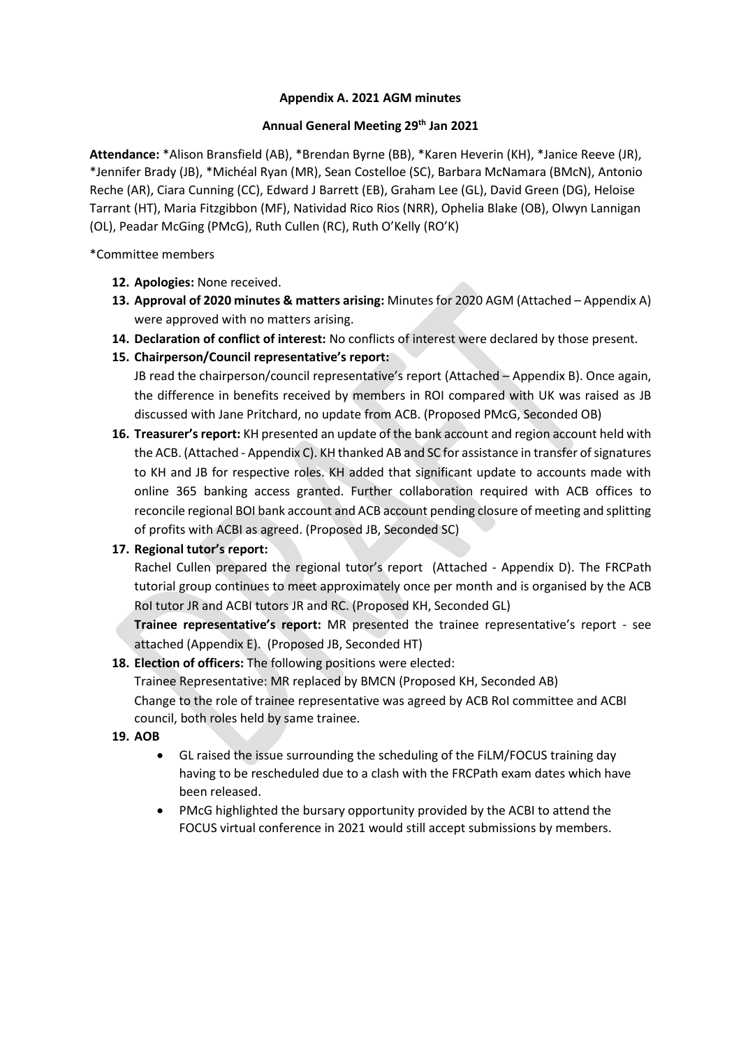**Appendix A. 2021 AGM minutes**

**Annual General Meeting 29th Jan 2021**

**Attendance:** *Alison Bransfield (AB), *Brendan Byrne (BB), *Karen Heverin (KH), *Janice Reeve (JR), *Jennifer Brady (JB), *Michéal Ryan (MR), Sean Costelloe (SC), Barbara McNamara (BMcN), Antonio Reche (AR), Ciara Cunning (CC), Edward J Barrett (EB), Graham Lee (GL), David Green (DG), Heloise Tarrant (HT), Maria Fitzgibbon (MF), Natividad Rico Rios (NRR), Ophelia Blake (OB), Olwyn Lannigan (OL), Peadar McGing (PMcG), Ruth Cullen (RC), Ruth O'Kelly (RO'K)

*Committee members

12. **Apologies:** None received.
13. **Approval of 2020 minutes & matters arising:** Minutes for 2020 AGM (Attached – Appendix A) were approved with no matters arising.
14. **Declaration of conflict of interest:** No conflicts of interest were declared by those present.
15. **Chairperson/Council representative's report:**
    JB read the chairperson/council representative's report (Attached – Appendix B). Once again, the difference in benefits received by members in ROI compared with UK was raised as JB discussed with Jane Pritchard, no update from ACB. (Proposed PMcG, Seconded OB)
16. **Treasurer's report:** KH presented an update of the bank account and region account held with the ACB. (Attached - Appendix C). KH thanked AB and SC for assistance in transfer of signatures to KH and JB for respective roles. KH added that significant update to accounts made with online 365 banking access granted. Further collaboration required with ACB offices to reconcile regional BOI bank account and ACB account pending closure of meeting and splitting of profits with ACBI as agreed. (Proposed JB, Seconded SC)
17. **Regional tutor's report:**
    Rachel Cullen prepared the regional tutor's report (Attached - Appendix D). The FRCPath tutorial group continues to meet approximately once per month and is organised by the ACB RoI tutor JR and ACBI tutors JR and RC. (Proposed KH, Seconded GL)
    **Trainee representative's report:** MR presented the trainee representative's report - see attached (Appendix E). (Proposed JB, Seconded HT)
18. **Election of officers:** The following positions were elected:
    Trainee Representative: MR replaced by BMCN (Proposed KH, Seconded AB)
    Change to the role of trainee representative was agreed by ACB RoI committee and ACBI council, both roles held by same trainee.
19. **AOB**
    - GL raised the issue surrounding the scheduling of the FiLM/FOCUS training day having to be rescheduled due to a clash with the FRCPath exam dates which have been released.
    - PMcG highlighted the bursary opportunity provided by the ACBI to attend the FOCUS virtual conference in 2021 would still accept submissions by members.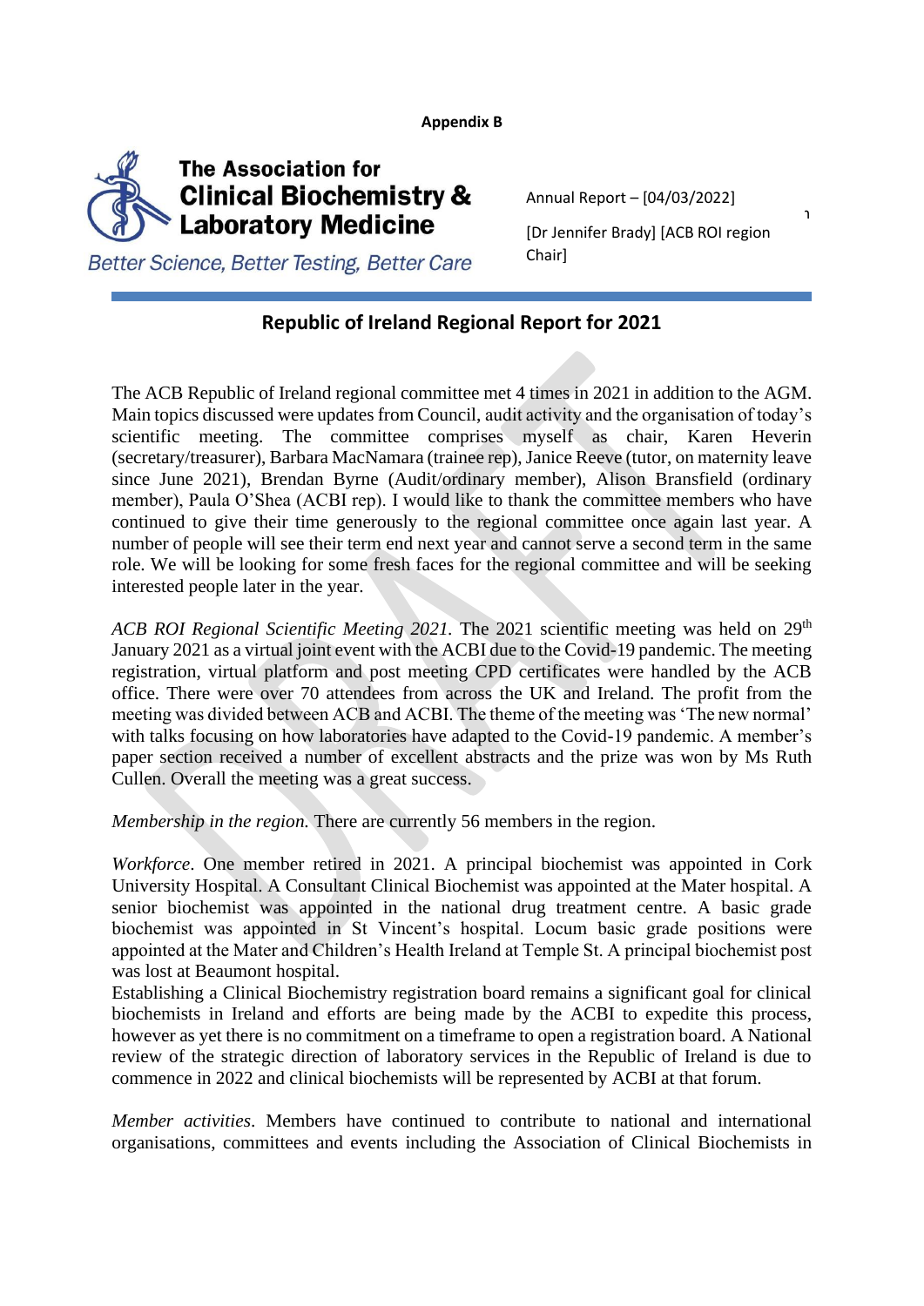**Appendix B**

The Association for Clinical Biochemistry & Laboratory Medicine

*Better Science, Better Testing, Better Care*

Annual Report – [04/03/2022]

[Dr Jennifer Brady] [ACB ROI region Chair]

## Republic of Ireland Regional Report for 2021

The ACB Republic of Ireland regional committee met 4 times in 2021 in addition to the AGM. Main topics discussed were updates from Council, audit activity and the organisation of today's scientific meeting. The committee comprises myself as chair, Karen Heverin (secretary/treasurer), Barbara MacNamara (trainee rep), Janice Reeve (tutor, on maternity leave since June 2021), Brendan Byrne (Audit/ordinary member), Alison Bransfield (ordinary member), Paula O'Shea (ACBI rep). I would like to thank the committee members who have continued to give their time generously to the regional committee once again last year. A number of people will see their term end next year and cannot serve a second term in the same role. We will be looking for some fresh faces for the regional committee and will be seeking interested people later in the year.

*ACB ROI Regional Scientific Meeting 2021.* The 2021 scientific meeting was held on 29th January 2021 as a virtual joint event with the ACBI due to the Covid-19 pandemic. The meeting registration, virtual platform and post meeting CPD certificates were handled by the ACB office. There were over 70 attendees from across the UK and Ireland. The profit from the meeting was divided between ACB and ACBI. The theme of the meeting was 'The new normal' with talks focusing on how laboratories have adapted to the Covid-19 pandemic. A member's paper section received a number of excellent abstracts and the prize was won by Ms Ruth Cullen. Overall the meeting was a great success.

*Membership in the region.* There are currently 56 members in the region.

*Workforce*. One member retired in 2021. A principal biochemist was appointed in Cork University Hospital. A Consultant Clinical Biochemist was appointed at the Mater hospital. A senior biochemist was appointed in the national drug treatment centre. A basic grade biochemist was appointed in St Vincent's hospital. Locum basic grade positions were appointed at the Mater and Children's Health Ireland at Temple St. A principal biochemist post was lost at Beaumont hospital.
Establishing a Clinical Biochemistry registration board remains a significant goal for clinical biochemists in Ireland and efforts are being made by the ACBI to expedite this process, however as yet there is no commitment on a timeframe to open a registration board. A National review of the strategic direction of laboratory services in the Republic of Ireland is due to commence in 2022 and clinical biochemists will be represented by ACBI at that forum.

*Member activities*. Members have continued to contribute to national and international organisations, committees and events including the Association of Clinical Biochemists in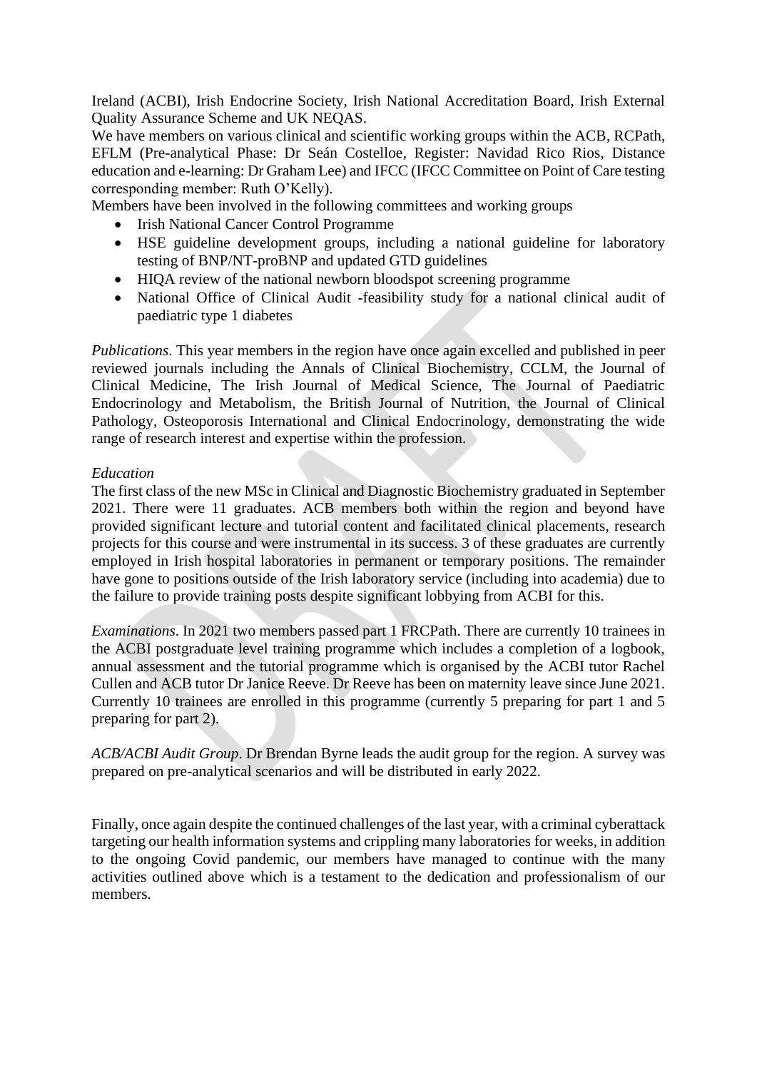Ireland (ACBI), Irish Endocrine Society, Irish National Accreditation Board, Irish External Quality Assurance Scheme and UK NEQAS.

We have members on various clinical and scientific working groups within the ACB, RCPath, EFLM (Pre-analytical Phase: Dr Seán Costelloe, Register: Navidad Rico Rios, Distance education and e-learning: Dr Graham Lee) and IFCC (IFCC Committee on Point of Care testing corresponding member: Ruth O'Kelly).

Members have been involved in the following committees and working groups

- Irish National Cancer Control Programme
- HSE guideline development groups, including a national guideline for laboratory testing of BNP/NT-proBNP and updated GTD guidelines
- HIQA review of the national newborn bloodspot screening programme
- National Office of Clinical Audit -feasibility study for a national clinical audit of paediatric type 1 diabetes

*Publications*. This year members in the region have once again excelled and published in peer reviewed journals including the Annals of Clinical Biochemistry, CCLM, the Journal of Clinical Medicine, The Irish Journal of Medical Science, The Journal of Paediatric Endocrinology and Metabolism, the British Journal of Nutrition, the Journal of Clinical Pathology, Osteoporosis International and Clinical Endocrinology, demonstrating the wide range of research interest and expertise within the profession.

*Education*

The first class of the new MSc in Clinical and Diagnostic Biochemistry graduated in September 2021. There were 11 graduates. ACB members both within the region and beyond have provided significant lecture and tutorial content and facilitated clinical placements, research projects for this course and were instrumental in its success. 3 of these graduates are currently employed in Irish hospital laboratories in permanent or temporary positions. The remainder have gone to positions outside of the Irish laboratory service (including into academia) due to the failure to provide training posts despite significant lobbying from ACBI for this.

*Examinations*. In 2021 two members passed part 1 FRCPath. There are currently 10 trainees in the ACBI postgraduate level training programme which includes a completion of a logbook, annual assessment and the tutorial programme which is organised by the ACBI tutor Rachel Cullen and ACB tutor Dr Janice Reeve. Dr Reeve has been on maternity leave since June 2021. Currently 10 trainees are enrolled in this programme (currently 5 preparing for part 1 and 5 preparing for part 2).

*ACB/ACBI Audit Group*. Dr Brendan Byrne leads the audit group for the region. A survey was prepared on pre-analytical scenarios and will be distributed in early 2022.

Finally, once again despite the continued challenges of the last year, with a criminal cyberattack targeting our health information systems and crippling many laboratories for weeks, in addition to the ongoing Covid pandemic, our members have managed to continue with the many activities outlined above which is a testament to the dedication and professionalism of our members.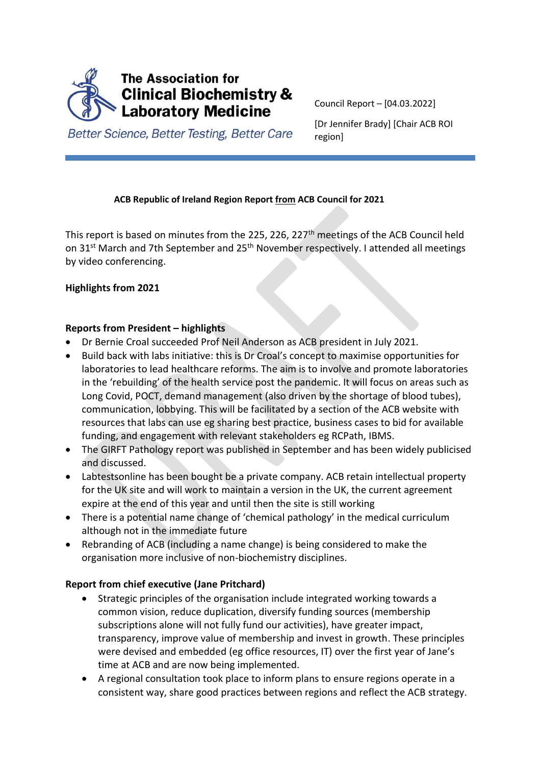The Association for Clinical Biochemistry & Laboratory Medicine

*Better Science, Better Testing, Better Care*

Council Report – [04.03.2022]

[Dr Jennifer Brady] [Chair ACB ROI region]

**ACB Republic of Ireland Region Report <u>from</u> ACB Council for 2021**

This report is based on minutes from the 225, 226, 227[th] meetings of the ACB Council held on 31[st] March and 7th September and 25[th] November respectively. I attended all meetings by video conferencing.

**Highlights from 2021**

**Reports from President – highlights**

- Dr Bernie Croal succeeded Prof Neil Anderson as ACB president in July 2021.
- Build back with labs initiative: this is Dr Croal's concept to maximise opportunities for laboratories to lead healthcare reforms. The aim is to involve and promote laboratories in the 'rebuilding' of the health service post the pandemic. It will focus on areas such as Long Covid, POCT, demand management (also driven by the shortage of blood tubes), communication, lobbying. This will be facilitated by a section of the ACB website with resources that labs can use eg sharing best practice, business cases to bid for available funding, and engagement with relevant stakeholders eg RCPath, IBMS.
- The GIRFT Pathology report was published in September and has been widely publicised and discussed.
- Labtestsonline has been bought be a private company. ACB retain intellectual property for the UK site and will work to maintain a version in the UK, the current agreement expire at the end of this year and until then the site is still working
- There is a potential name change of 'chemical pathology' in the medical curriculum although not in the immediate future
- Rebranding of ACB (including a name change) is being considered to make the organisation more inclusive of non-biochemistry disciplines.

**Report from chief executive (Jane Pritchard)**

- Strategic principles of the organisation include integrated working towards a common vision, reduce duplication, diversify funding sources (membership subscriptions alone will not fully fund our activities), have greater impact, transparency, improve value of membership and invest in growth. These principles were devised and embedded (eg office resources, IT) over the first year of Jane's time at ACB and are now being implemented.
- A regional consultation took place to inform plans to ensure regions operate in a consistent way, share good practices between regions and reflect the ACB strategy.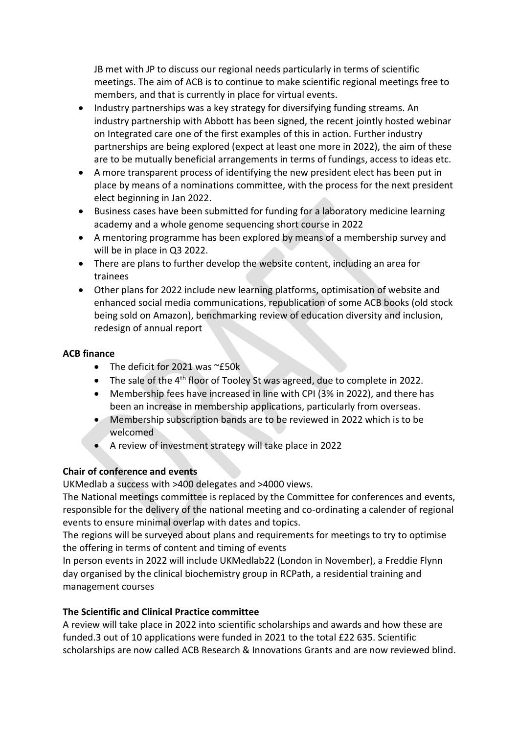JB met with JP to discuss our regional needs particularly in terms of scientific meetings. The aim of ACB is to continue to make scientific regional meetings free to members, and that is currently in place for virtual events.

- Industry partnerships was a key strategy for diversifying funding streams. An industry partnership with Abbott has been signed, the recent jointly hosted webinar on Integrated care one of the first examples of this in action. Further industry partnerships are being explored (expect at least one more in 2022), the aim of these are to be mutually beneficial arrangements in terms of fundings, access to ideas etc.
- A more transparent process of identifying the new president elect has been put in place by means of a nominations committee, with the process for the next president elect beginning in Jan 2022.
- Business cases have been submitted for funding for a laboratory medicine learning academy and a whole genome sequencing short course in 2022
- A mentoring programme has been explored by means of a membership survey and will be in place in Q3 2022.
- There are plans to further develop the website content, including an area for trainees
- Other plans for 2022 include new learning platforms, optimisation of website and enhanced social media communications, republication of some ACB books (old stock being sold on Amazon), benchmarking review of education diversity and inclusion, redesign of annual report

**ACB finance**

- The deficit for 2021 was ~£50k
- The sale of the 4th floor of Tooley St was agreed, due to complete in 2022.
- Membership fees have increased in line with CPI (3% in 2022), and there has been an increase in membership applications, particularly from overseas.
- Membership subscription bands are to be reviewed in 2022 which is to be welcomed
- A review of investment strategy will take place in 2022

**Chair of conference and events**

UKMedlab a success with >400 delegates and >4000 views.

The National meetings committee is replaced by the Committee for conferences and events, responsible for the delivery of the national meeting and co-ordinating a calender of regional events to ensure minimal overlap with dates and topics.

The regions will be surveyed about plans and requirements for meetings to try to optimise the offering in terms of content and timing of events

In person events in 2022 will include UKMedlab22 (London in November), a Freddie Flynn day organised by the clinical biochemistry group in RCPath, a residential training and management courses

**The Scientific and Clinical Practice committee**

A review will take place in 2022 into scientific scholarships and awards and how these are funded.3 out of 10 applications were funded in 2021 to the total £22 635. Scientific scholarships are now called ACB Research & Innovations Grants and are now reviewed blind.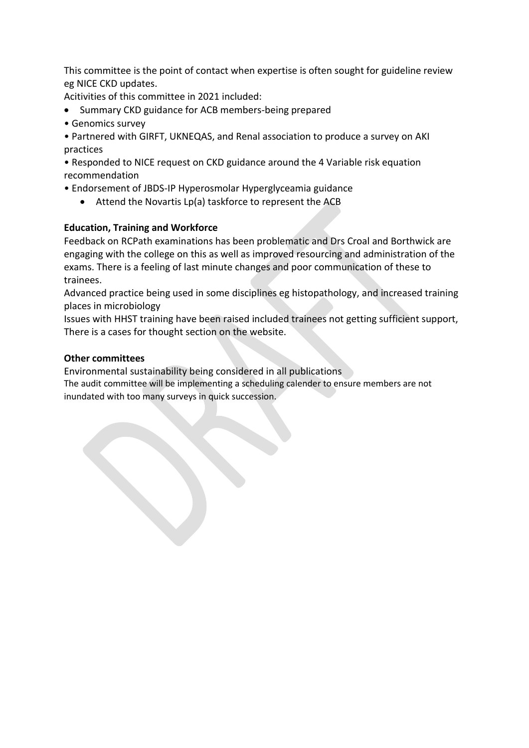This committee is the point of contact when expertise is often sought for guideline review eg NICE CKD updates.

Acitivities of this committee in 2021 included:

- Summary CKD guidance for ACB members-being prepared
- Genomics survey
- Partnered with GIRFT, UKNEQAS, and Renal association to produce a survey on AKI practices
- Responded to NICE request on CKD guidance around the 4 Variable risk equation recommendation
- Endorsement of JBDS-IP Hyperosmolar Hyperglyceamia guidance
    - Attend the Novartis Lp(a) taskforce to represent the ACB

**Education, Training and Workforce**

Feedback on RCPath examinations has been problematic and Drs Croal and Borthwick are engaging with the college on this as well as improved resourcing and administration of the exams. There is a feeling of last minute changes and poor communication of these to trainees.

Advanced practice being used in some disciplines eg histopathology, and increased training places in microbiology

Issues with HHST training have been raised included trainees not getting sufficient support, There is a cases for thought section on the website.

**Other committees**

Environmental sustainability being considered in all publications

The audit committee will be implementing a scheduling calender to ensure members are not inundated with too many surveys in quick succession.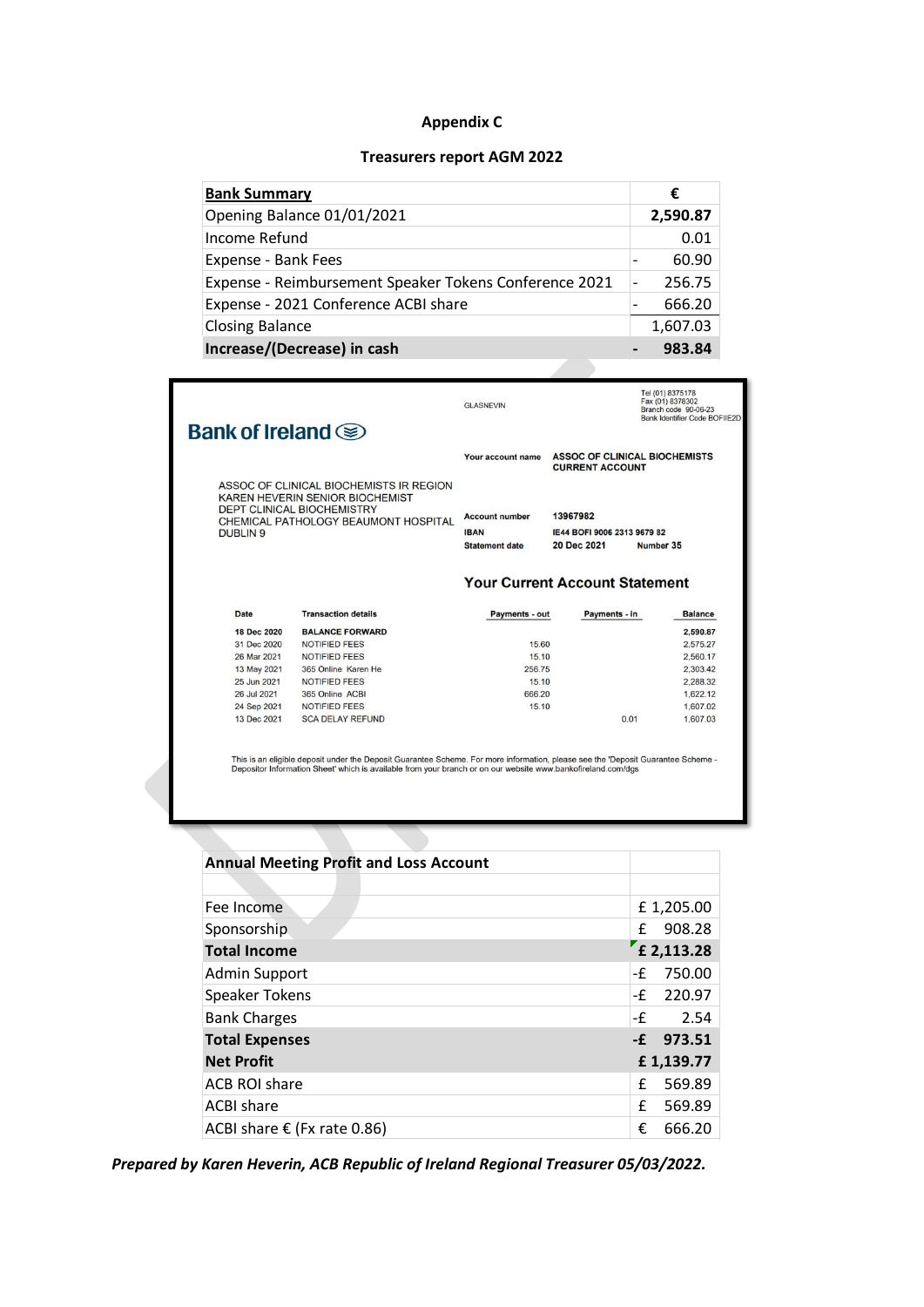**Appendix C**

**Treasurers report AGM 2022**

| **Bank Summary** | **€** |
|---|---|
| Opening Balance 01/01/2021 | **2,590.87** |
| Income Refund | 0.01 |
| Expense - Bank Fees | - 60.90 |
| Expense - Reimbursement Speaker Tokens Conference 2021 | - 256.75 |
| Expense - 2021 Conference ACBI share | - 666.20 |
| Closing Balance | 1,607.03 |
| **Increase/(Decrease) in cash** | **- 983.84** |

Bank of Ireland

GLASNEVIN

Tel (01) 8375178
Fax (01) 8378302
Branch code 90-06-23
Bank Identifier Code BOFIIE2D

ASSOC OF CLINICAL BIOCHEMISTS IR REGION
KAREN HEVERIN SENIOR BIOCHEMIST
DEPT CLINICAL BIOCHEMISTRY
CHEMICAL PATHOLOGY BEAUMONT HOSPITAL
DUBLIN 9

Your account name: ASSOC OF CLINICAL BIOCHEMISTS CURRENT ACCOUNT
Account number: 13967982
IBAN: IE44 BOFI 9006 2313 9679 82
Statement date: 20 Dec 2021 Number 35

**Your Current Account Statement**

| Date | Transaction details | Payments - out | Payments - in | Balance |
|---|---|---|---|---|
| 18 Dec 2020 | BALANCE FORWARD | | | 2,590.87 |
| 31 Dec 2020 | NOTIFIED FEES | 15.60 | | 2,575.27 |
| 26 Mar 2021 | NOTIFIED FEES | 15.10 | | 2,560.17 |
| 13 May 2021 | 365 Online Karen He | 256.75 | | 2,303.42 |
| 25 Jun 2021 | NOTIFIED FEES | 15.10 | | 2,288.32 |
| 26 Jul 2021 | 365 Online ACBI | 666.20 | | 1,622.12 |
| 24 Sep 2021 | NOTIFIED FEES | 15.10 | | 1,607.02 |
| 13 Dec 2021 | SCA DELAY REFUND | | 0.01 | 1,607.03 |

This is an eligible deposit under the Deposit Guarantee Scheme. For more information, please see the 'Deposit Guarantee Scheme - Depositor Information Sheet' which is available from your branch or on our website www.bankofireland.com/dgs

| **Annual Meeting Profit and Loss Account** | |
|---|---|
| | |
| Fee Income | £ 1,205.00 |
| Sponsorship | £ 908.28 |
| **Total Income** | **£ 2,113.28** |
| Admin Support | -£ 750.00 |
| Speaker Tokens | -£ 220.97 |
| Bank Charges | -£ 2.54 |
| **Total Expenses** | **-£ 973.51** |
| **Net Profit** | **£ 1,139.77** |
| ACB ROI share | £ 569.89 |
| ACBI share | £ 569.89 |
| ACBI share € (Fx rate 0.86) | € 666.20 |

***Prepared by Karen Heverin, ACB Republic of Ireland Regional Treasurer 05/03/2022.***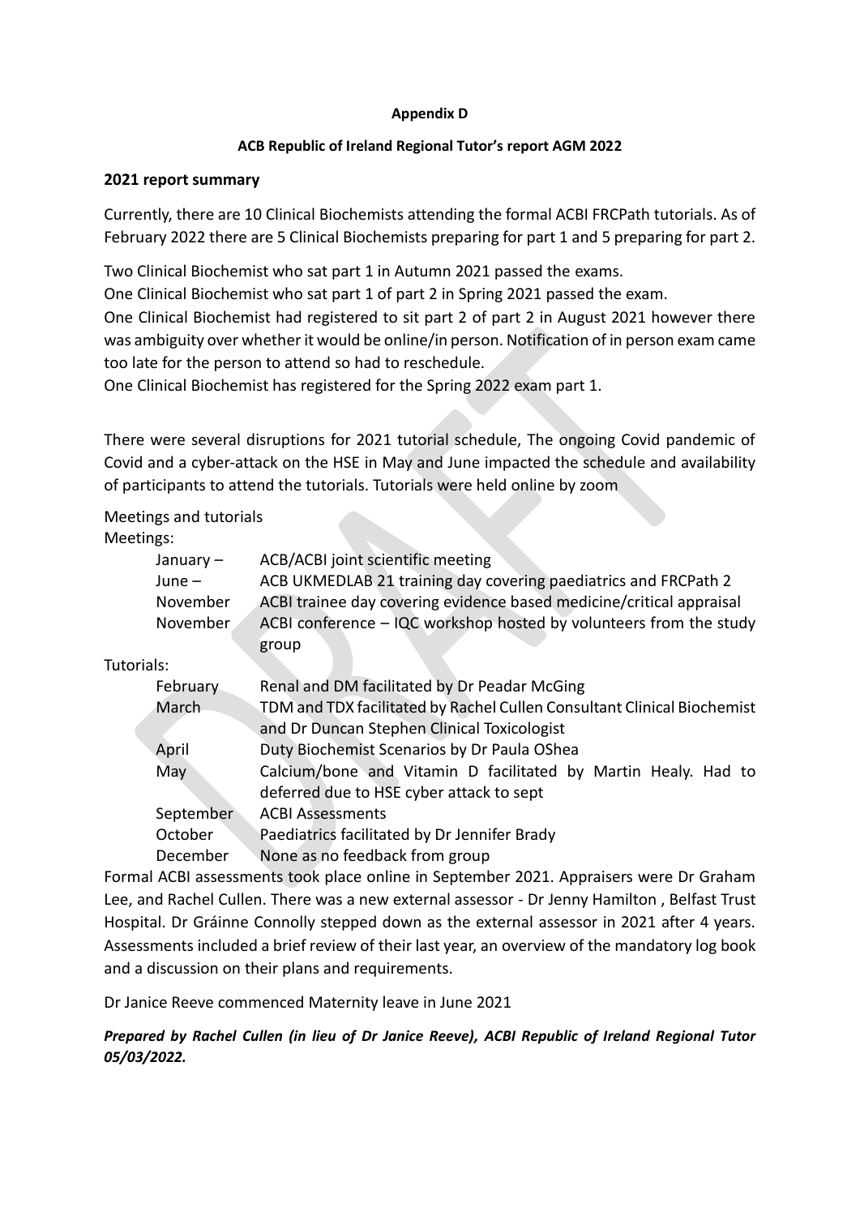**Appendix D**

**ACB Republic of Ireland Regional Tutor's report AGM 2022**

**2021 report summary**

Currently, there are 10 Clinical Biochemists attending the formal ACBI FRCPath tutorials. As of February 2022 there are 5 Clinical Biochemists preparing for part 1 and 5 preparing for part 2.

Two Clinical Biochemist who sat part 1 in Autumn 2021 passed the exams.
One Clinical Biochemist who sat part 1 of part 2 in Spring 2021 passed the exam.
One Clinical Biochemist had registered to sit part 2 of part 2 in August 2021 however there was ambiguity over whether it would be online/in person. Notification of in person exam came too late for the person to attend so had to reschedule.
One Clinical Biochemist has registered for the Spring 2022 exam part 1.

There were several disruptions for 2021 tutorial schedule, The ongoing Covid pandemic of Covid and a cyber-attack on the HSE in May and June impacted the schedule and availability of participants to attend the tutorials. Tutorials were held online by zoom

Meetings and tutorials

Meetings:

| | |
|---|---|
| January – | ACB/ACBI joint scientific meeting |
| June – | ACB UKMEDLAB 21 training day covering paediatrics and FRCPath 2 |
| November | ACBI trainee day covering evidence based medicine/critical appraisal |
| November | ACBI conference – IQC workshop hosted by volunteers from the study group |

Tutorials:

| | |
|---|---|
| February | Renal and DM facilitated by Dr Peadar McGing |
| March | TDM and TDX facilitated by Rachel Cullen Consultant Clinical Biochemist and Dr Duncan Stephen Clinical Toxicologist |
| April | Duty Biochemist Scenarios by Dr Paula OShea |
| May | Calcium/bone and Vitamin D facilitated by Martin Healy. Had to deferred due to HSE cyber attack to sept |
| September | ACBI Assessments |
| October | Paediatrics facilitated by Dr Jennifer Brady |
| December | None as no feedback from group |

Formal ACBI assessments took place online in September 2021. Appraisers were Dr Graham Lee, and Rachel Cullen. There was a new external assessor - Dr Jenny Hamilton , Belfast Trust Hospital. Dr Gráinne Connolly stepped down as the external assessor in 2021 after 4 years. Assessments included a brief review of their last year, an overview of the mandatory log book and a discussion on their plans and requirements.

Dr Janice Reeve commenced Maternity leave in June 2021

***Prepared by Rachel Cullen (in lieu of Dr Janice Reeve), ACBI Republic of Ireland Regional Tutor 05/03/2022.***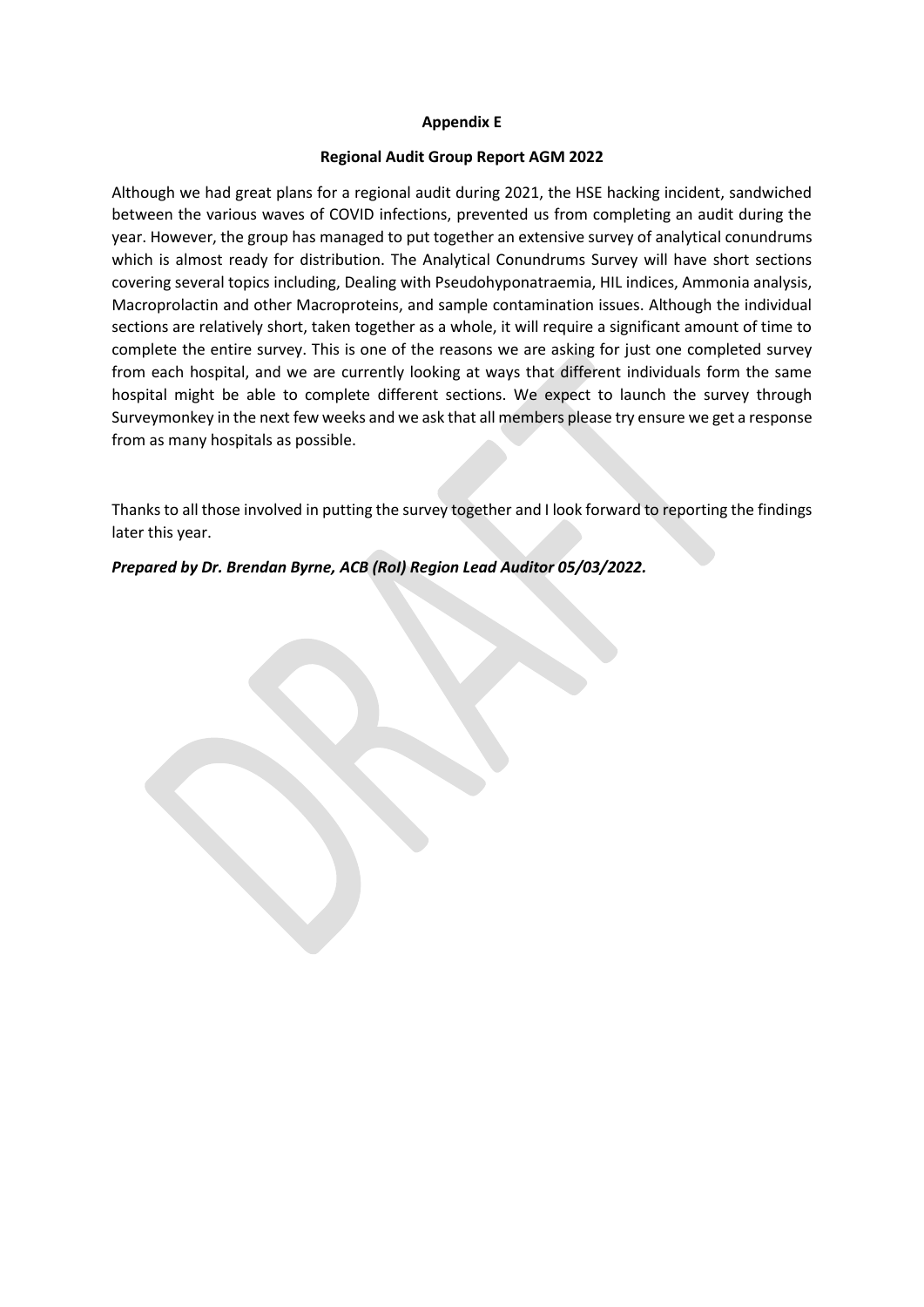**Appendix E**

**Regional Audit Group Report AGM 2022**

Although we had great plans for a regional audit during 2021, the HSE hacking incident, sandwiched between the various waves of COVID infections, prevented us from completing an audit during the year. However, the group has managed to put together an extensive survey of analytical conundrums which is almost ready for distribution. The Analytical Conundrums Survey will have short sections covering several topics including, Dealing with Pseudohyponatraemia, HIL indices, Ammonia analysis, Macroprolactin and other Macroproteins, and sample contamination issues. Although the individual sections are relatively short, taken together as a whole, it will require a significant amount of time to complete the entire survey. This is one of the reasons we are asking for just one completed survey from each hospital, and we are currently looking at ways that different individuals form the same hospital might be able to complete different sections. We expect to launch the survey through Surveymonkey in the next few weeks and we ask that all members please try ensure we get a response from as many hospitals as possible.

Thanks to all those involved in putting the survey together and I look forward to reporting the findings later this year.

***Prepared by Dr. Brendan Byrne, ACB (RoI) Region Lead Auditor 05/03/2022.***